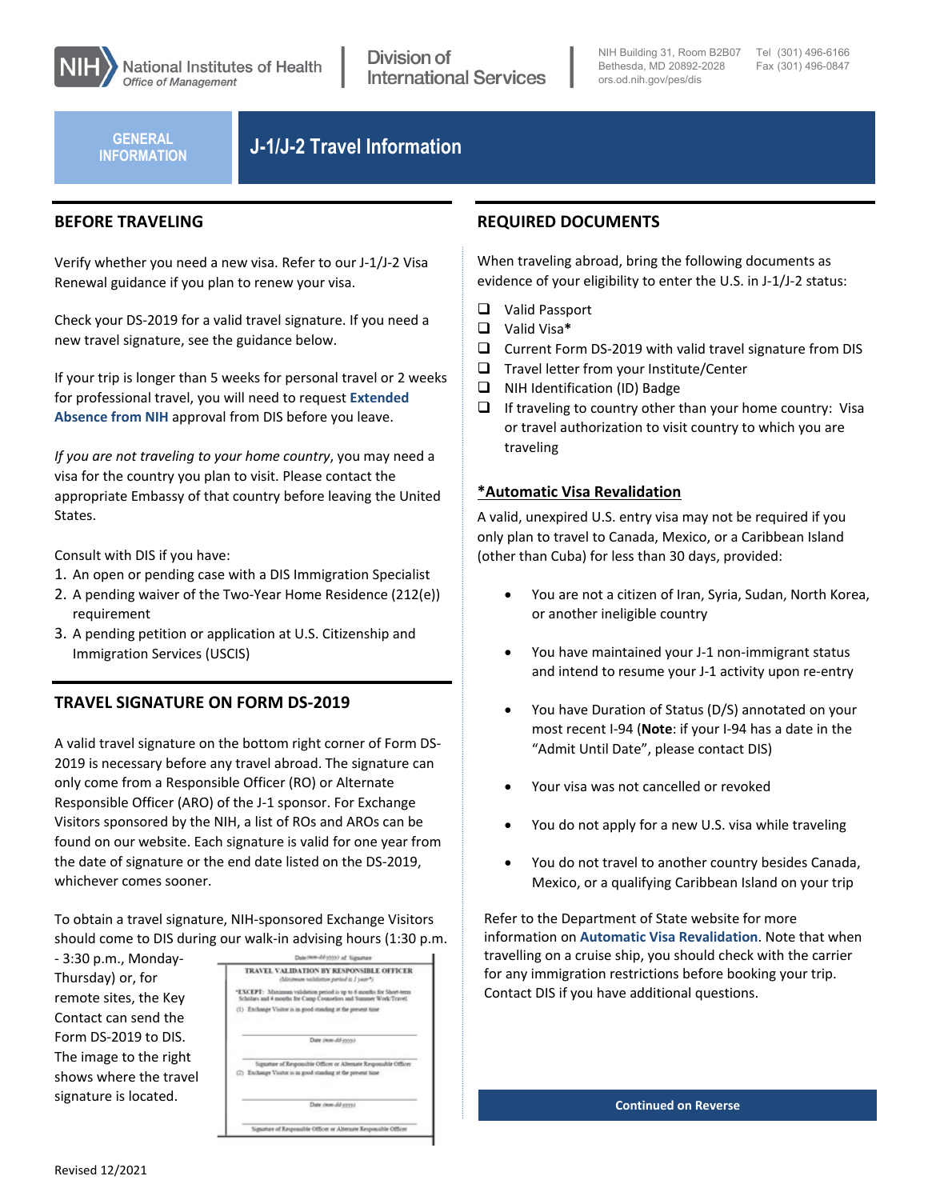NIH National Institutes of Health
*Office of Management*

Division of International Services

NIH Building 31, Room B2B07
Bethesda, MD 20892-2028
ors.od.nih.gov/pes/dis

Tel (301) 496-6166
Fax (301) 496-0847

GENERAL INFORMATION

# J-1/J-2 Travel Information

## BEFORE TRAVELING

Verify whether you need a new visa. Refer to our J-1/J-2 Visa Renewal guidance if you plan to renew your visa.

Check your DS-2019 for a valid travel signature. If you need a new travel signature, see the guidance below.

If your trip is longer than 5 weeks for personal travel or 2 weeks for professional travel, you will need to request **Extended Absence from NIH** approval from DIS before you leave.

*If you are not traveling to your home country*, you may need a visa for the country you plan to visit. Please contact the appropriate Embassy of that country before leaving the United States.

Consult with DIS if you have:

1. An open or pending case with a DIS Immigration Specialist
2. A pending waiver of the Two-Year Home Residence (212(e)) requirement
3. A pending petition or application at U.S. Citizenship and Immigration Services (USCIS)

## TRAVEL SIGNATURE ON FORM DS-2019

A valid travel signature on the bottom right corner of Form DS-2019 is necessary before any travel abroad. The signature can only come from a Responsible Officer (RO) or Alternate Responsible Officer (ARO) of the J-1 sponsor. For Exchange Visitors sponsored by the NIH, a list of ROs and AROs can be found on our website. Each signature is valid for one year from the date of signature or the end date listed on the DS-2019, whichever comes sooner.

To obtain a travel signature, NIH-sponsored Exchange Visitors should come to DIS during our walk-in advising hours (1:30 p.m. - 3:30 p.m., Monday-Thursday) or, for remote sites, the Key Contact can send the Form DS-2019 to DIS. The image to the right shows where the travel signature is located.

## REQUIRED DOCUMENTS

When traveling abroad, bring the following documents as evidence of your eligibility to enter the U.S. in J-1/J-2 status:

- ❑ Valid Passport
- ❑ Valid Visa*
- ❑ Current Form DS-2019 with valid travel signature from DIS
- ❑ Travel letter from your Institute/Center
- ❑ NIH Identification (ID) Badge
- ❑ If traveling to country other than your home country: Visa or travel authorization to visit country to which you are traveling

### *Automatic Visa Revalidation

A valid, unexpired U.S. entry visa may not be required if you only plan to travel to Canada, Mexico, or a Caribbean Island (other than Cuba) for less than 30 days, provided:

- You are not a citizen of Iran, Syria, Sudan, North Korea, or another ineligible country
- You have maintained your J-1 non-immigrant status and intend to resume your J-1 activity upon re-entry
- You have Duration of Status (D/S) annotated on your most recent I-94 (**Note**: if your I-94 has a date in the "Admit Until Date", please contact DIS)
- Your visa was not cancelled or revoked
- You do not apply for a new U.S. visa while traveling
- You do not travel to another country besides Canada, Mexico, or a qualifying Caribbean Island on your trip

Refer to the Department of State website for more information on **Automatic Visa Revalidation**. Note that when travelling on a cruise ship, you should check with the carrier for any immigration restrictions before booking your trip. Contact DIS if you have additional questions.

**Continued on Reverse**

Revised 12/2021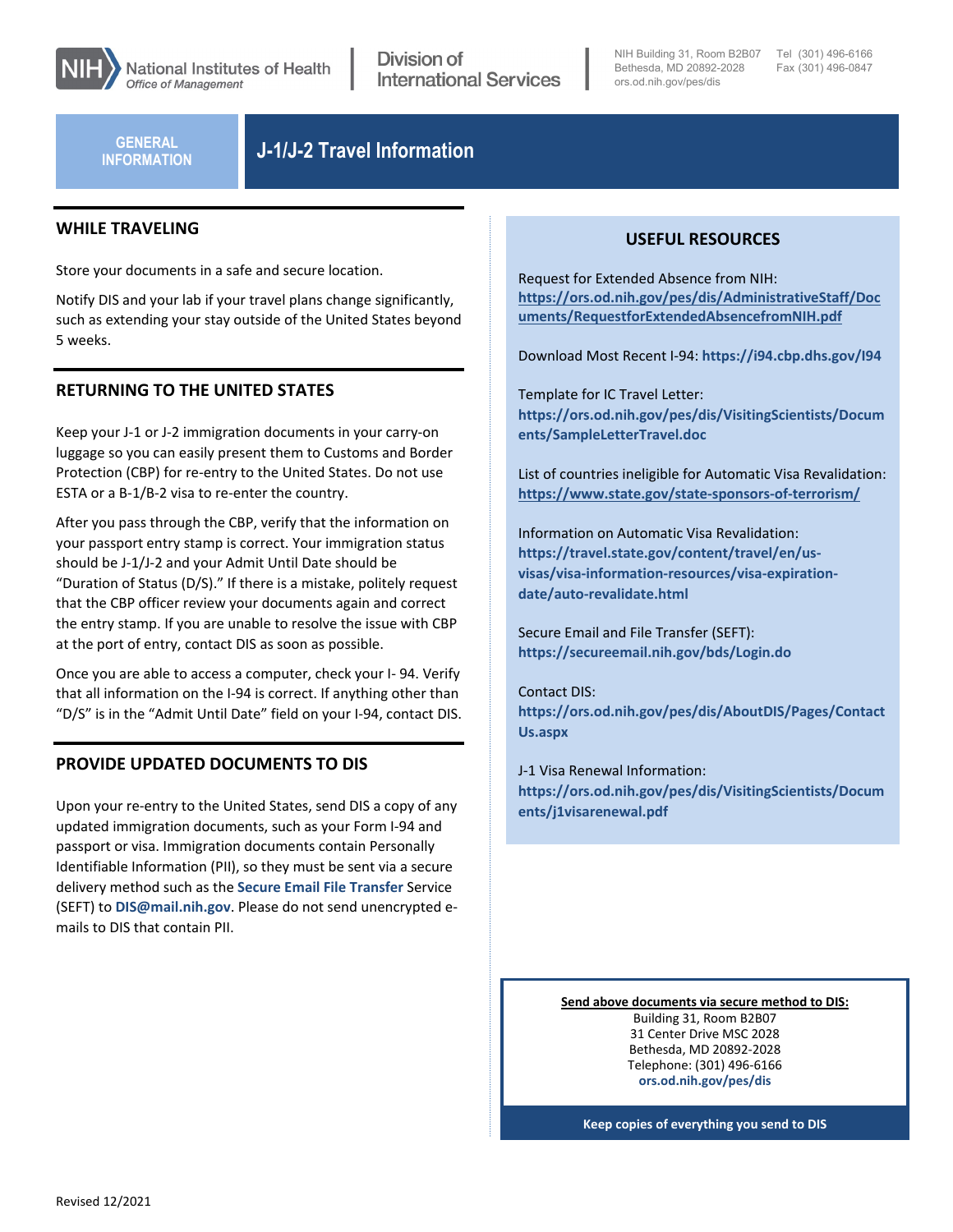NIH National Institutes of Health
*Office of Management*

Division of International Services

NIH Building 31, Room B2B07
Bethesda, MD 20892-2028
ors.od.nih.gov/pes/dis

Tel (301) 496-6166
Fax (301) 496-0847

GENERAL INFORMATION

# J-1/J-2 Travel Information

## WHILE TRAVELING

Store your documents in a safe and secure location.

Notify DIS and your lab if your travel plans change significantly, such as extending your stay outside of the United States beyond 5 weeks.

## RETURNING TO THE UNITED STATES

Keep your J-1 or J-2 immigration documents in your carry-on luggage so you can easily present them to Customs and Border Protection (CBP) for re-entry to the United States. Do not use ESTA or a B-1/B-2 visa to re-enter the country.

After you pass through the CBP, verify that the information on your passport entry stamp is correct. Your immigration status should be J-1/J-2 and your Admit Until Date should be "Duration of Status (D/S)." If there is a mistake, politely request that the CBP officer review your documents again and correct the entry stamp. If you are unable to resolve the issue with CBP at the port of entry, contact DIS as soon as possible.

Once you are able to access a computer, check your I- 94. Verify that all information on the I-94 is correct. If anything other than "D/S" is in the "Admit Until Date" field on your I-94, contact DIS.

## PROVIDE UPDATED DOCUMENTS TO DIS

Upon your re-entry to the United States, send DIS a copy of any updated immigration documents, such as your Form I-94 and passport or visa. Immigration documents contain Personally Identifiable Information (PII), so they must be sent via a secure delivery method such as the **Secure Email File Transfer** Service (SEFT) to **DIS@mail.nih.gov**. Please do not send unencrypted e-mails to DIS that contain PII.

## USEFUL RESOURCES

Request for Extended Absence from NIH:
**https://ors.od.nih.gov/pes/dis/AdministrativeStaff/Documents/RequestforExtendedAbsencefromNIH.pdf**

Download Most Recent I-94: **https://i94.cbp.dhs.gov/I94**

Template for IC Travel Letter:
**https://ors.od.nih.gov/pes/dis/VisitingScientists/Documents/SampleLetterTravel.doc**

List of countries ineligible for Automatic Visa Revalidation:
**https://www.state.gov/state-sponsors-of-terrorism/**

Information on Automatic Visa Revalidation:
**https://travel.state.gov/content/travel/en/us-visas/visa-information-resources/visa-expiration-date/auto-revalidate.html**

Secure Email and File Transfer (SEFT):
**https://secureemail.nih.gov/bds/Login.do**

Contact DIS:
**https://ors.od.nih.gov/pes/dis/AboutDIS/Pages/ContactUs.aspx**

J-1 Visa Renewal Information:
**https://ors.od.nih.gov/pes/dis/VisitingScientists/Documents/j1visarenewal.pdf**

**Send above documents via secure method to DIS:**
Building 31, Room B2B07
31 Center Drive MSC 2028
Bethesda, MD 20892-2028
Telephone: (301) 496-6166
**ors.od.nih.gov/pes/dis**

**Keep copies of everything you send to DIS**

Revised 12/2021